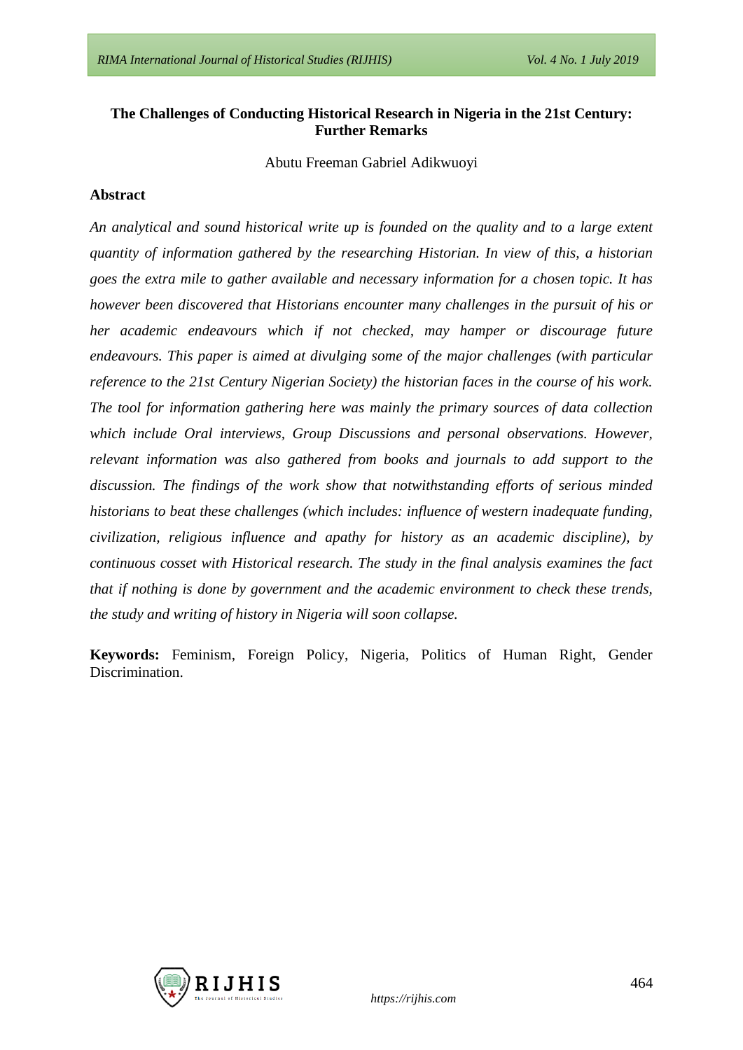# The Challenges of Conducting Historical Research in Nigeria in the 21st Century: Further Remarks

Abutu Freeman Gabriel Adikwuoyi

## Abstract

*An analytical and sound historical write up is founded on the quality and to a large extent quantity of information gathered by the researching Historian. In view of this, a historian goes the extra mile to gather available and necessary information for a chosen topic. It has however been discovered that Historians encounter many challenges in the pursuit of his or her academic endeavours which if not checked, may hamper or discourage future endeavours. This paper is aimed at divulging some of the major challenges (with particular reference to the 21st Century Nigerian Society) the historian faces in the course of his work. The tool for information gathering here was mainly the primary sources of data collection which include Oral interviews, Group Discussions and personal observations. However, relevant information was also gathered from books and journals to add support to the discussion. The findings of the work show that notwithstanding efforts of serious minded historians to beat these challenges (which includes: influence of western inadequate funding, civilization, religious influence and apathy for history as an academic discipline), by continuous cosset with Historical research. The study in the final analysis examines the fact that if nothing is done by government and the academic environment to check these trends, the study and writing of history in Nigeria will soon collapse.*

**Keywords:** Feminism, Foreign Policy, Nigeria, Politics of Human Right, Gender Discrimination.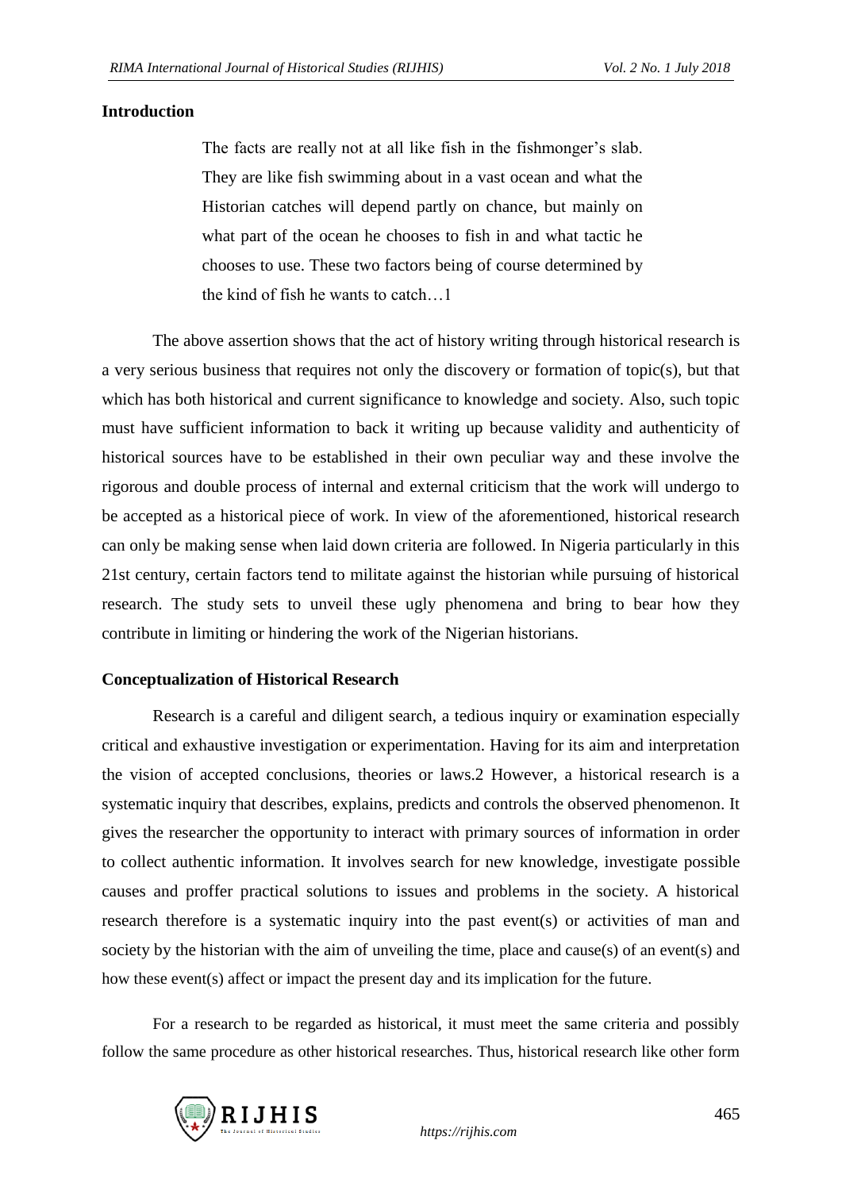## Introduction

> The facts are really not at all like fish in the fishmonger's slab. They are like fish swimming about in a vast ocean and what the Historian catches will depend partly on chance, but mainly on what part of the ocean he chooses to fish in and what tactic he chooses to use. These two factors being of course determined by the kind of fish he wants to catch…1

The above assertion shows that the act of history writing through historical research is a very serious business that requires not only the discovery or formation of topic(s), but that which has both historical and current significance to knowledge and society. Also, such topic must have sufficient information to back it writing up because validity and authenticity of historical sources have to be established in their own peculiar way and these involve the rigorous and double process of internal and external criticism that the work will undergo to be accepted as a historical piece of work. In view of the aforementioned, historical research can only be making sense when laid down criteria are followed. In Nigeria particularly in this 21st century, certain factors tend to militate against the historian while pursuing of historical research. The study sets to unveil these ugly phenomena and bring to bear how they contribute in limiting or hindering the work of the Nigerian historians.

## Conceptualization of Historical Research

Research is a careful and diligent search, a tedious inquiry or examination especially critical and exhaustive investigation or experimentation. Having for its aim and interpretation the vision of accepted conclusions, theories or laws.2 However, a historical research is a systematic inquiry that describes, explains, predicts and controls the observed phenomenon. It gives the researcher the opportunity to interact with primary sources of information in order to collect authentic information. It involves search for new knowledge, investigate possible causes and proffer practical solutions to issues and problems in the society. A historical research therefore is a systematic inquiry into the past event(s) or activities of man and society by the historian with the aim of unveiling the time, place and cause(s) of an event(s) and how these event(s) affect or impact the present day and its implication for the future.

For a research to be regarded as historical, it must meet the same criteria and possibly follow the same procedure as other historical researches. Thus, historical research like other form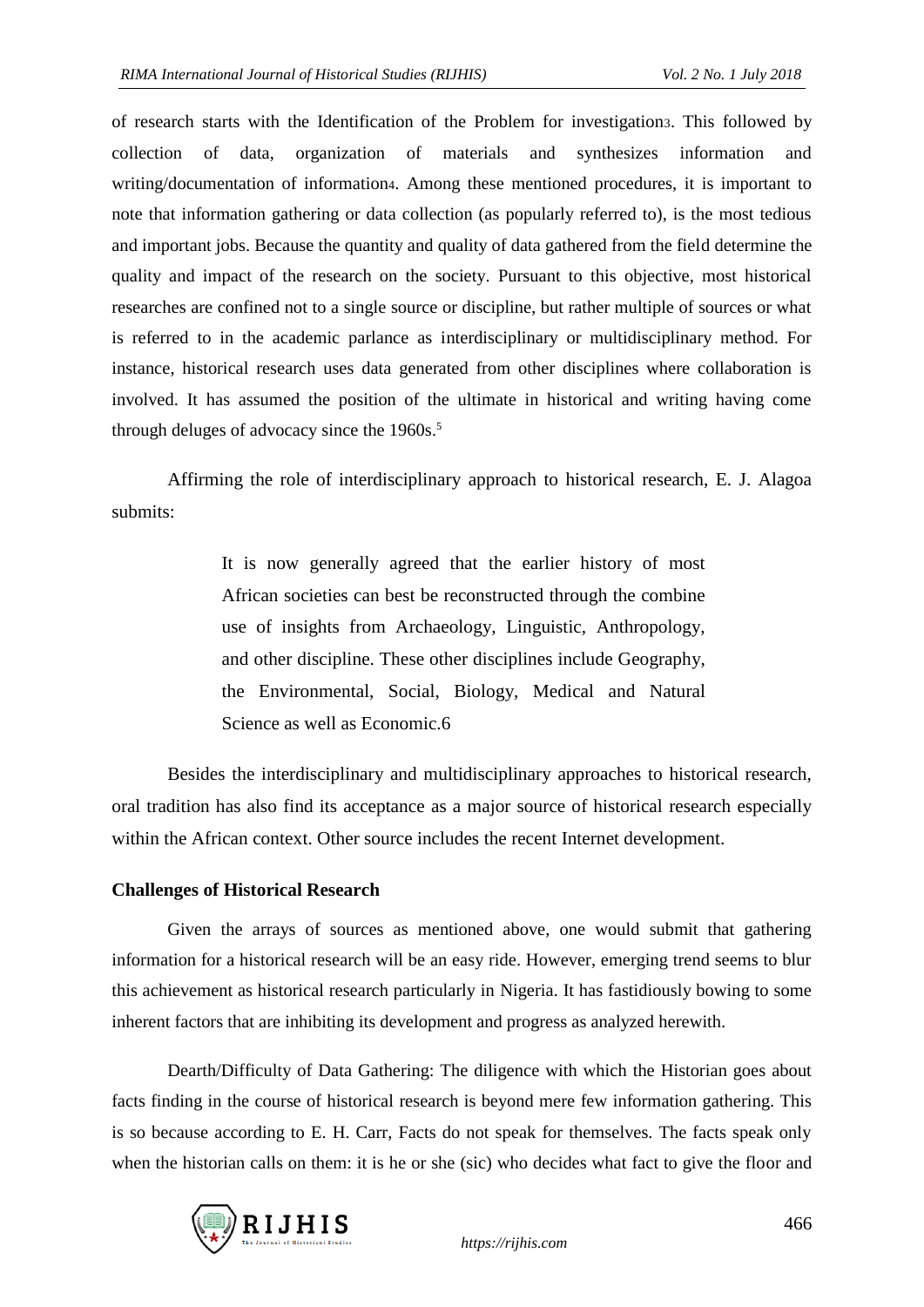of research starts with the Identification of the Problem for investigation[3]. This followed by collection of data, organization of materials and synthesizes information and writing/documentation of information[4]. Among these mentioned procedures, it is important to note that information gathering or data collection (as popularly referred to), is the most tedious and important jobs. Because the quantity and quality of data gathered from the field determine the quality and impact of the research on the society. Pursuant to this objective, most historical researches are confined not to a single source or discipline, but rather multiple of sources or what is referred to in the academic parlance as interdisciplinary or multidisciplinary method. For instance, historical research uses data generated from other disciplines where collaboration is involved. It has assumed the position of the ultimate in historical and writing having come through deluges of advocacy since the 1960s.[5]

Affirming the role of interdisciplinary approach to historical research, E. J. Alagoa submits:

> It is now generally agreed that the earlier history of most African societies can best be reconstructed through the combine use of insights from Archaeology, Linguistic, Anthropology, and other discipline. These other disciplines include Geography, the Environmental, Social, Biology, Medical and Natural Science as well as Economic.6

Besides the interdisciplinary and multidisciplinary approaches to historical research, oral tradition has also find its acceptance as a major source of historical research especially within the African context. Other source includes the recent Internet development.

## Challenges of Historical Research

Given the arrays of sources as mentioned above, one would submit that gathering information for a historical research will be an easy ride. However, emerging trend seems to blur this achievement as historical research particularly in Nigeria. It has fastidiously bowing to some inherent factors that are inhibiting its development and progress as analyzed herewith.

Dearth/Difficulty of Data Gathering: The diligence with which the Historian goes about facts finding in the course of historical research is beyond mere few information gathering. This is so because according to E. H. Carr, Facts do not speak for themselves. The facts speak only when the historian calls on them: it is he or she (sic) who decides what fact to give the floor and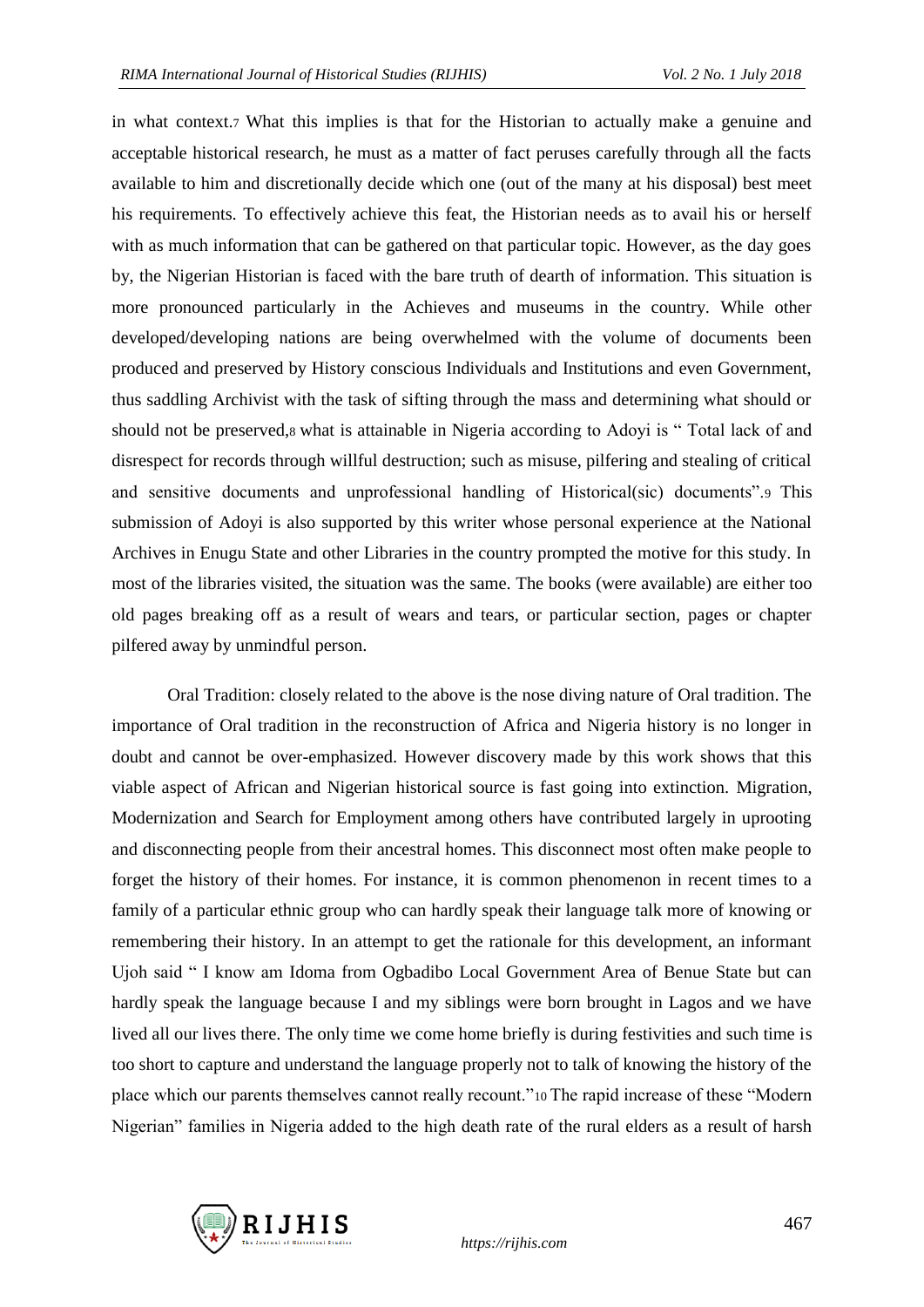in what context.[7] What this implies is that for the Historian to actually make a genuine and acceptable historical research, he must as a matter of fact peruses carefully through all the facts available to him and discretionally decide which one (out of the many at his disposal) best meet his requirements. To effectively achieve this feat, the Historian needs as to avail his or herself with as much information that can be gathered on that particular topic. However, as the day goes by, the Nigerian Historian is faced with the bare truth of dearth of information. This situation is more pronounced particularly in the Achieves and museums in the country. While other developed/developing nations are being overwhelmed with the volume of documents been produced and preserved by History conscious Individuals and Institutions and even Government, thus saddling Archivist with the task of sifting through the mass and determining what should or should not be preserved,[8] what is attainable in Nigeria according to Adoyi is " Total lack of and disrespect for records through willful destruction; such as misuse, pilfering and stealing of critical and sensitive documents and unprofessional handling of Historical(sic) documents".[9] This submission of Adoyi is also supported by this writer whose personal experience at the National Archives in Enugu State and other Libraries in the country prompted the motive for this study. In most of the libraries visited, the situation was the same. The books (were available) are either too old pages breaking off as a result of wears and tears, or particular section, pages or chapter pilfered away by unmindful person.

Oral Tradition: closely related to the above is the nose diving nature of Oral tradition. The importance of Oral tradition in the reconstruction of Africa and Nigeria history is no longer in doubt and cannot be over-emphasized. However discovery made by this work shows that this viable aspect of African and Nigerian historical source is fast going into extinction. Migration, Modernization and Search for Employment among others have contributed largely in uprooting and disconnecting people from their ancestral homes. This disconnect most often make people to forget the history of their homes. For instance, it is common phenomenon in recent times to a family of a particular ethnic group who can hardly speak their language talk more of knowing or remembering their history. In an attempt to get the rationale for this development, an informant Ujoh said " I know am Idoma from Ogbadibo Local Government Area of Benue State but can hardly speak the language because I and my siblings were born brought in Lagos and we have lived all our lives there. The only time we come home briefly is during festivities and such time is too short to capture and understand the language properly not to talk of knowing the history of the place which our parents themselves cannot really recount."[10] The rapid increase of these "Modern Nigerian" families in Nigeria added to the high death rate of the rural elders as a result of harsh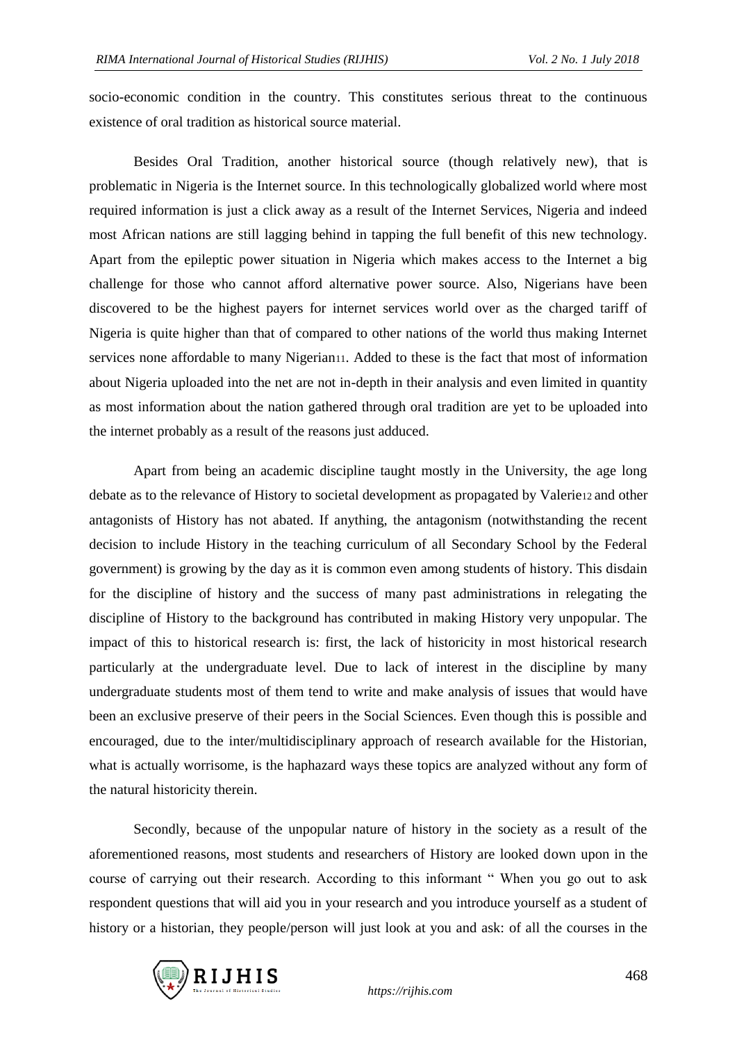socio-economic condition in the country. This constitutes serious threat to the continuous existence of oral tradition as historical source material.

Besides Oral Tradition, another historical source (though relatively new), that is problematic in Nigeria is the Internet source. In this technologically globalized world where most required information is just a click away as a result of the Internet Services, Nigeria and indeed most African nations are still lagging behind in tapping the full benefit of this new technology. Apart from the epileptic power situation in Nigeria which makes access to the Internet a big challenge for those who cannot afford alternative power source. Also, Nigerians have been discovered to be the highest payers for internet services world over as the charged tariff of Nigeria is quite higher than that of compared to other nations of the world thus making Internet services none affordable to many Nigerian[11]. Added to these is the fact that most of information about Nigeria uploaded into the net are not in-depth in their analysis and even limited in quantity as most information about the nation gathered through oral tradition are yet to be uploaded into the internet probably as a result of the reasons just adduced.

Apart from being an academic discipline taught mostly in the University, the age long debate as to the relevance of History to societal development as propagated by Valerie[12] and other antagonists of History has not abated. If anything, the antagonism (notwithstanding the recent decision to include History in the teaching curriculum of all Secondary School by the Federal government) is growing by the day as it is common even among students of history. This disdain for the discipline of history and the success of many past administrations in relegating the discipline of History to the background has contributed in making History very unpopular. The impact of this to historical research is: first, the lack of historicity in most historical research particularly at the undergraduate level. Due to lack of interest in the discipline by many undergraduate students most of them tend to write and make analysis of issues that would have been an exclusive preserve of their peers in the Social Sciences. Even though this is possible and encouraged, due to the inter/multidisciplinary approach of research available for the Historian, what is actually worrisome, is the haphazard ways these topics are analyzed without any form of the natural historicity therein.

Secondly, because of the unpopular nature of history in the society as a result of the aforementioned reasons, most students and researchers of History are looked down upon in the course of carrying out their research. According to this informant " When you go out to ask respondent questions that will aid you in your research and you introduce yourself as a student of history or a historian, they people/person will just look at you and ask: of all the courses in the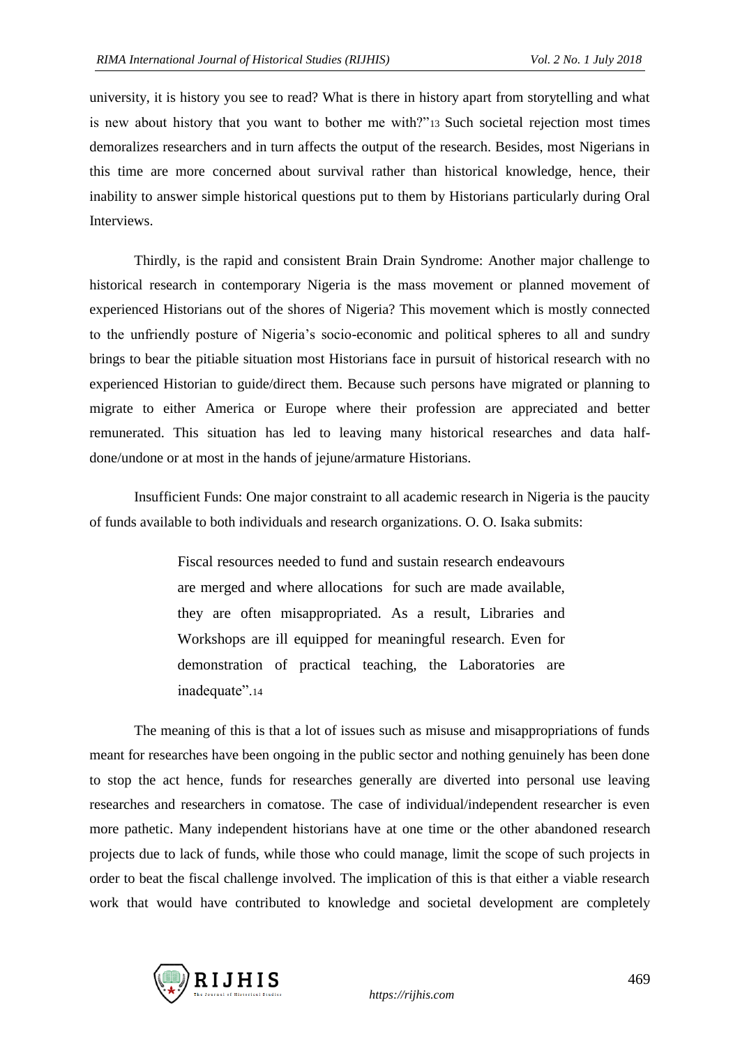university, it is history you see to read? What is there in history apart from storytelling and what is new about history that you want to bother me with?"[13] Such societal rejection most times demoralizes researchers and in turn affects the output of the research. Besides, most Nigerians in this time are more concerned about survival rather than historical knowledge, hence, their inability to answer simple historical questions put to them by Historians particularly during Oral Interviews.

Thirdly, is the rapid and consistent Brain Drain Syndrome: Another major challenge to historical research in contemporary Nigeria is the mass movement or planned movement of experienced Historians out of the shores of Nigeria? This movement which is mostly connected to the unfriendly posture of Nigeria's socio-economic and political spheres to all and sundry brings to bear the pitiable situation most Historians face in pursuit of historical research with no experienced Historian to guide/direct them. Because such persons have migrated or planning to migrate to either America or Europe where their profession are appreciated and better remunerated. This situation has led to leaving many historical researches and data half-done/undone or at most in the hands of jejune/armature Historians.

Insufficient Funds: One major constraint to all academic research in Nigeria is the paucity of funds available to both individuals and research organizations. O. O. Isaka submits:

> Fiscal resources needed to fund and sustain research endeavours are merged and where allocations for such are made available, they are often misappropriated. As a result, Libraries and Workshops are ill equipped for meaningful research. Even for demonstration of practical teaching, the Laboratories are inadequate".[14]

The meaning of this is that a lot of issues such as misuse and misappropriations of funds meant for researches have been ongoing in the public sector and nothing genuinely has been done to stop the act hence, funds for researches generally are diverted into personal use leaving researches and researchers in comatose. The case of individual/independent researcher is even more pathetic. Many independent historians have at one time or the other abandoned research projects due to lack of funds, while those who could manage, limit the scope of such projects in order to beat the fiscal challenge involved. The implication of this is that either a viable research work that would have contributed to knowledge and societal development are completely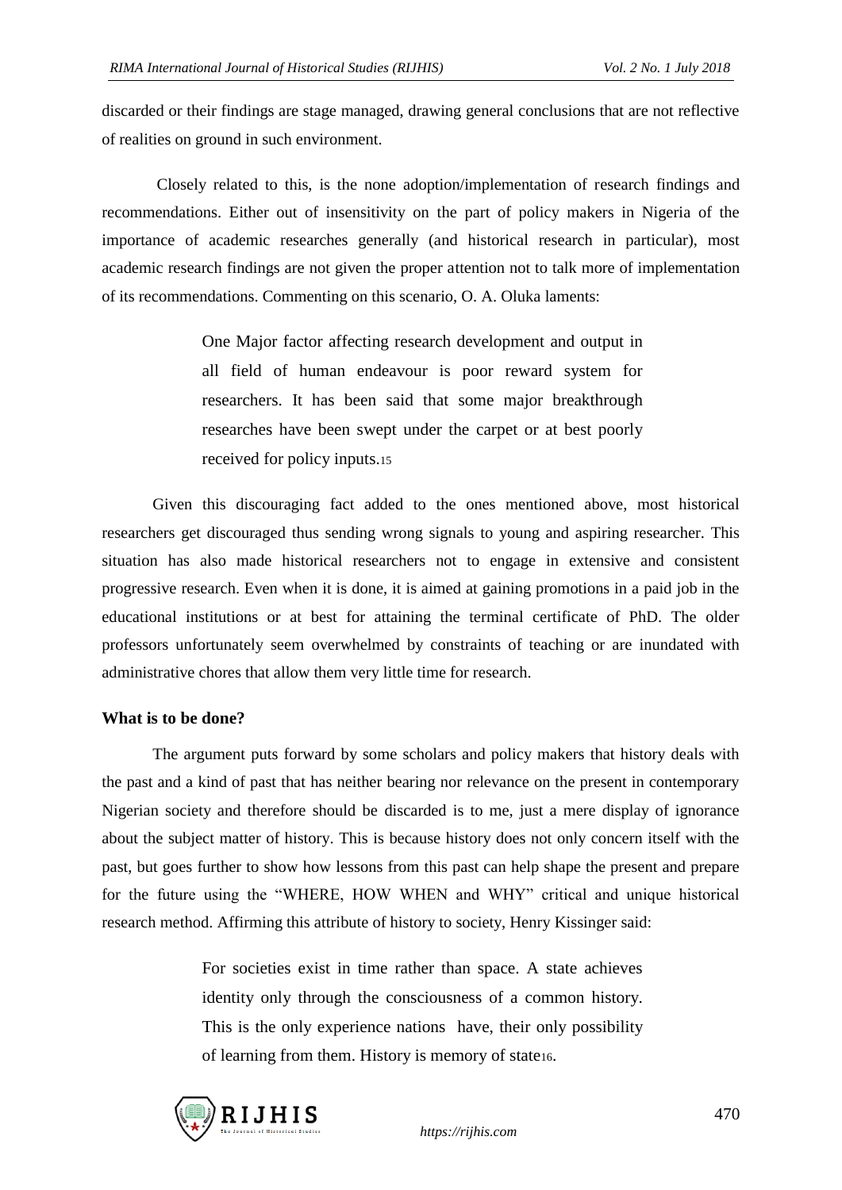discarded or their findings are stage managed, drawing general conclusions that are not reflective of realities on ground in such environment.

Closely related to this, is the none adoption/implementation of research findings and recommendations. Either out of insensitivity on the part of policy makers in Nigeria of the importance of academic researches generally (and historical research in particular), most academic research findings are not given the proper attention not to talk more of implementation of its recommendations. Commenting on this scenario, O. A. Oluka laments:

> One Major factor affecting research development and output in all field of human endeavour is poor reward system for researchers. It has been said that some major breakthrough researches have been swept under the carpet or at best poorly received for policy inputs.[15]

Given this discouraging fact added to the ones mentioned above, most historical researchers get discouraged thus sending wrong signals to young and aspiring researcher. This situation has also made historical researchers not to engage in extensive and consistent progressive research. Even when it is done, it is aimed at gaining promotions in a paid job in the educational institutions or at best for attaining the terminal certificate of PhD. The older professors unfortunately seem overwhelmed by constraints of teaching or are inundated with administrative chores that allow them very little time for research.

**What is to be done?**

The argument puts forward by some scholars and policy makers that history deals with the past and a kind of past that has neither bearing nor relevance on the present in contemporary Nigerian society and therefore should be discarded is to me, just a mere display of ignorance about the subject matter of history. This is because history does not only concern itself with the past, but goes further to show how lessons from this past can help shape the present and prepare for the future using the "WHERE, HOW WHEN and WHY" critical and unique historical research method. Affirming this attribute of history to society, Henry Kissinger said:

> For societies exist in time rather than space. A state achieves identity only through the consciousness of a common history. This is the only experience nations have, their only possibility of learning from them. History is memory of state[16].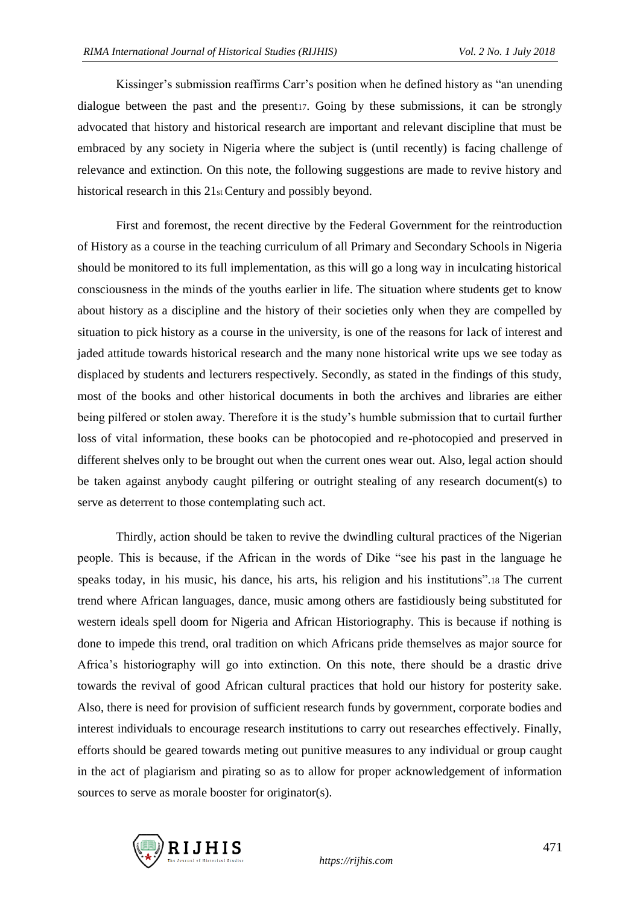Kissinger's submission reaffirms Carr's position when he defined history as "an unending dialogue between the past and the present[17]. Going by these submissions, it can be strongly advocated that history and historical research are important and relevant discipline that must be embraced by any society in Nigeria where the subject is (until recently) is facing challenge of relevance and extinction. On this note, the following suggestions are made to revive history and historical research in this 21st Century and possibly beyond.

First and foremost, the recent directive by the Federal Government for the reintroduction of History as a course in the teaching curriculum of all Primary and Secondary Schools in Nigeria should be monitored to its full implementation, as this will go a long way in inculcating historical consciousness in the minds of the youths earlier in life. The situation where students get to know about history as a discipline and the history of their societies only when they are compelled by situation to pick history as a course in the university, is one of the reasons for lack of interest and jaded attitude towards historical research and the many none historical write ups we see today as displaced by students and lecturers respectively. Secondly, as stated in the findings of this study, most of the books and other historical documents in both the archives and libraries are either being pilfered or stolen away. Therefore it is the study's humble submission that to curtail further loss of vital information, these books can be photocopied and re-photocopied and preserved in different shelves only to be brought out when the current ones wear out. Also, legal action should be taken against anybody caught pilfering or outright stealing of any research document(s) to serve as deterrent to those contemplating such act.

Thirdly, action should be taken to revive the dwindling cultural practices of the Nigerian people. This is because, if the African in the words of Dike "see his past in the language he speaks today, in his music, his dance, his arts, his religion and his institutions".[18] The current trend where African languages, dance, music among others are fastidiously being substituted for western ideals spell doom for Nigeria and African Historiography. This is because if nothing is done to impede this trend, oral tradition on which Africans pride themselves as major source for Africa's historiography will go into extinction. On this note, there should be a drastic drive towards the revival of good African cultural practices that hold our history for posterity sake. Also, there is need for provision of sufficient research funds by government, corporate bodies and interest individuals to encourage research institutions to carry out researches effectively. Finally, efforts should be geared towards meting out punitive measures to any individual or group caught in the act of plagiarism and pirating so as to allow for proper acknowledgement of information sources to serve as morale booster for originator(s).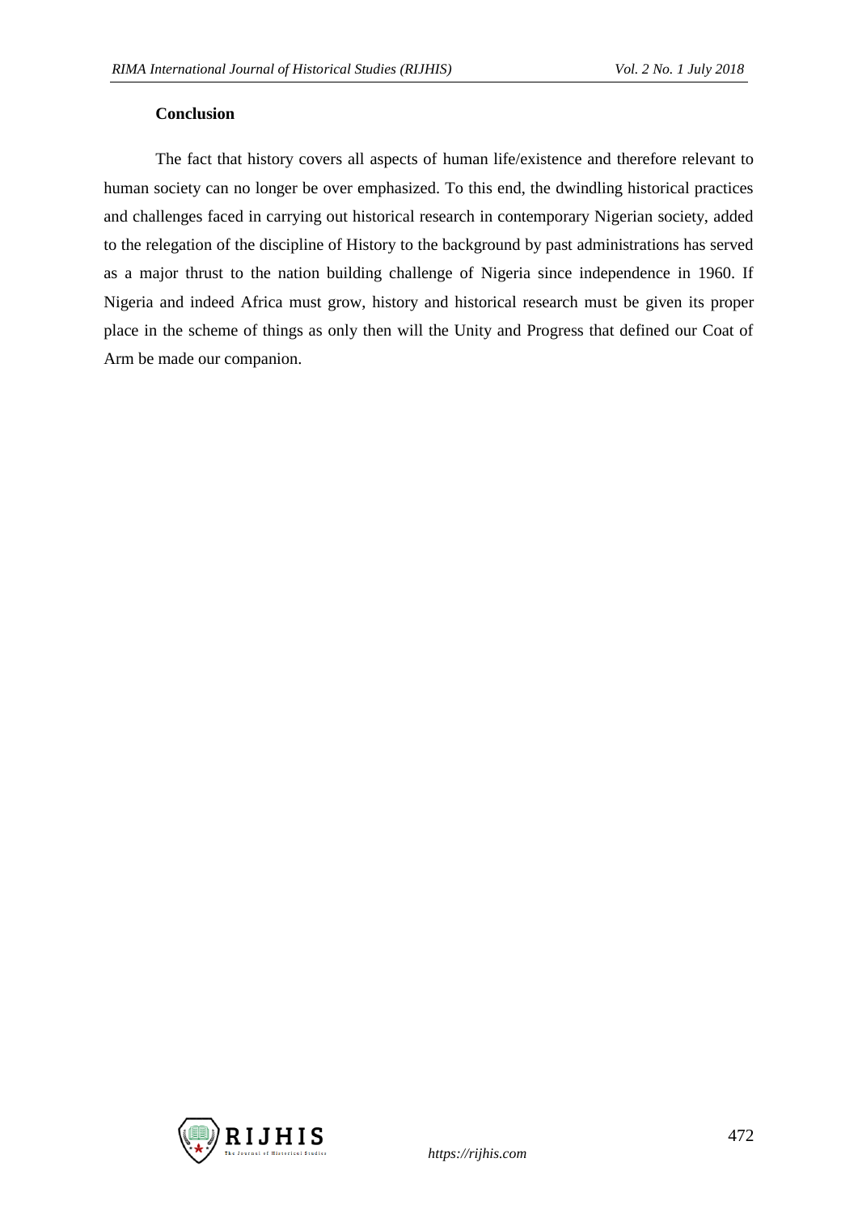## Conclusion

The fact that history covers all aspects of human life/existence and therefore relevant to human society can no longer be over emphasized. To this end, the dwindling historical practices and challenges faced in carrying out historical research in contemporary Nigerian society, added to the relegation of the discipline of History to the background by past administrations has served as a major thrust to the nation building challenge of Nigeria since independence in 1960. If Nigeria and indeed Africa must grow, history and historical research must be given its proper place in the scheme of things as only then will the Unity and Progress that defined our Coat of Arm be made our companion.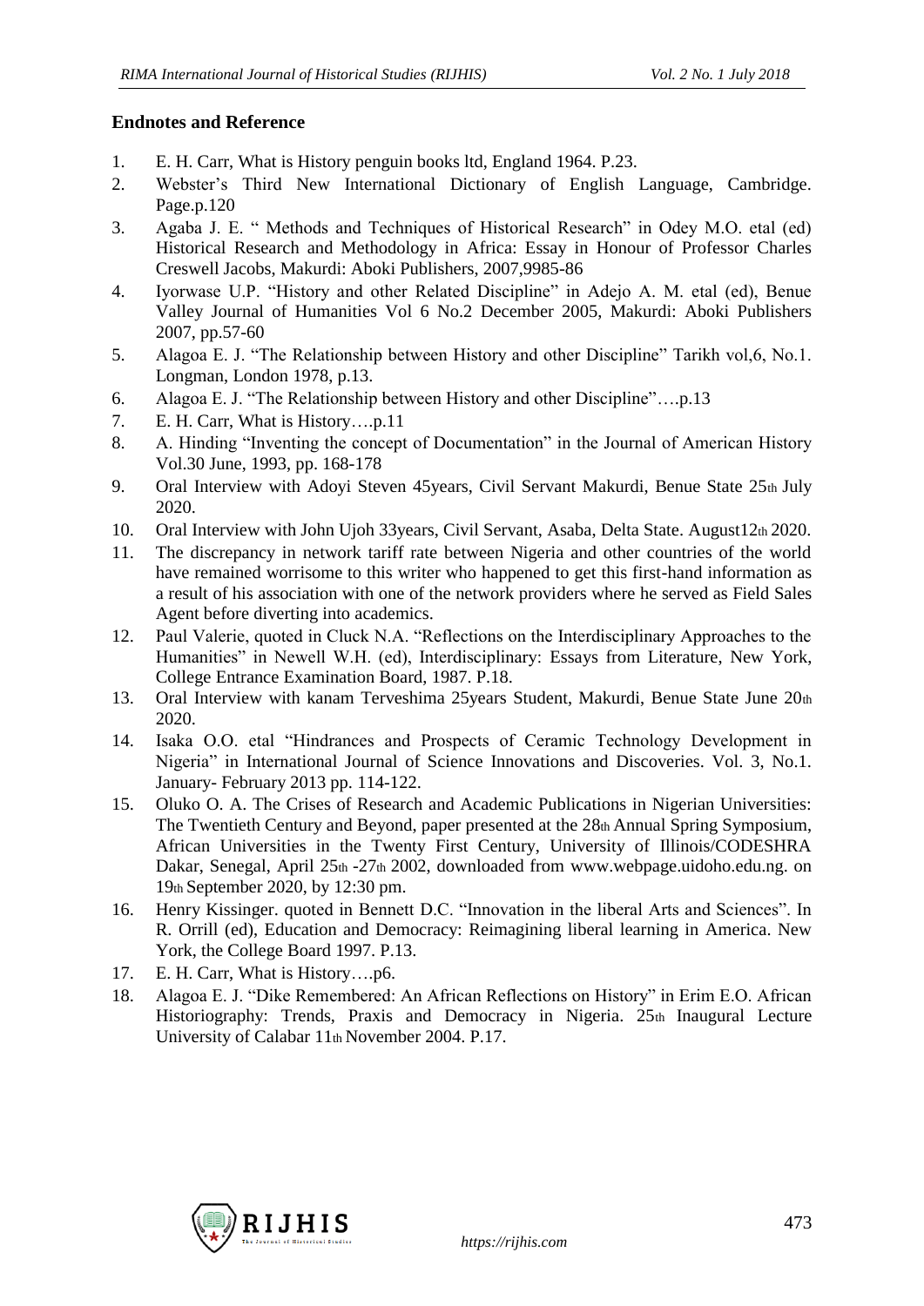**Endnotes and Reference**

1. E. H. Carr, What is History penguin books ltd, England 1964. P.23.
2. Webster's Third New International Dictionary of English Language, Cambridge. Page.p.120
3. Agaba J. E. " Methods and Techniques of Historical Research" in Odey M.O. etal (ed) Historical Research and Methodology in Africa: Essay in Honour of Professor Charles Creswell Jacobs, Makurdi: Aboki Publishers, 2007,9985-86
4. Iyorwase U.P. "History and other Related Discipline" in Adejo A. M. etal (ed), Benue Valley Journal of Humanities Vol 6 No.2 December 2005, Makurdi: Aboki Publishers 2007, pp.57-60
5. Alagoa E. J. "The Relationship between History and other Discipline" Tarikh vol,6, No.1. Longman, London 1978, p.13.
6. Alagoa E. J. "The Relationship between History and other Discipline"….p.13
7. E. H. Carr, What is History….p.11
8. A. Hinding "Inventing the concept of Documentation" in the Journal of American History Vol.30 June, 1993, pp. 168-178
9. Oral Interview with Adoyi Steven 45years, Civil Servant Makurdi, Benue State 25th July 2020.
10. Oral Interview with John Ujoh 33years, Civil Servant, Asaba, Delta State. August12th 2020.
11. The discrepancy in network tariff rate between Nigeria and other countries of the world have remained worrisome to this writer who happened to get this first-hand information as a result of his association with one of the network providers where he served as Field Sales Agent before diverting into academics.
12. Paul Valerie, quoted in Cluck N.A. "Reflections on the Interdisciplinary Approaches to the Humanities" in Newell W.H. (ed), Interdisciplinary: Essays from Literature, New York, College Entrance Examination Board, 1987. P.18.
13. Oral Interview with kanam Terveshima 25years Student, Makurdi, Benue State June 20th 2020.
14. Isaka O.O. etal "Hindrances and Prospects of Ceramic Technology Development in Nigeria" in International Journal of Science Innovations and Discoveries. Vol. 3, No.1. January- February 2013 pp. 114-122.
15. Oluko O. A. The Crises of Research and Academic Publications in Nigerian Universities: The Twentieth Century and Beyond, paper presented at the 28th Annual Spring Symposium, African Universities in the Twenty First Century, University of Illinois/CODESHRA Dakar, Senegal, April 25th -27th 2002, downloaded from www.webpage.uidoho.edu.ng. on 19th September 2020, by 12:30 pm.
16. Henry Kissinger. quoted in Bennett D.C. "Innovation in the liberal Arts and Sciences". In R. Orrill (ed), Education and Democracy: Reimagining liberal learning in America. New York, the College Board 1997. P.13.
17. E. H. Carr, What is History….p6.
18. Alagoa E. J. "Dike Remembered: An African Reflections on History" in Erim E.O. African Historiography: Trends, Praxis and Democracy in Nigeria. 25th Inaugural Lecture University of Calabar 11th November 2004. P.17.